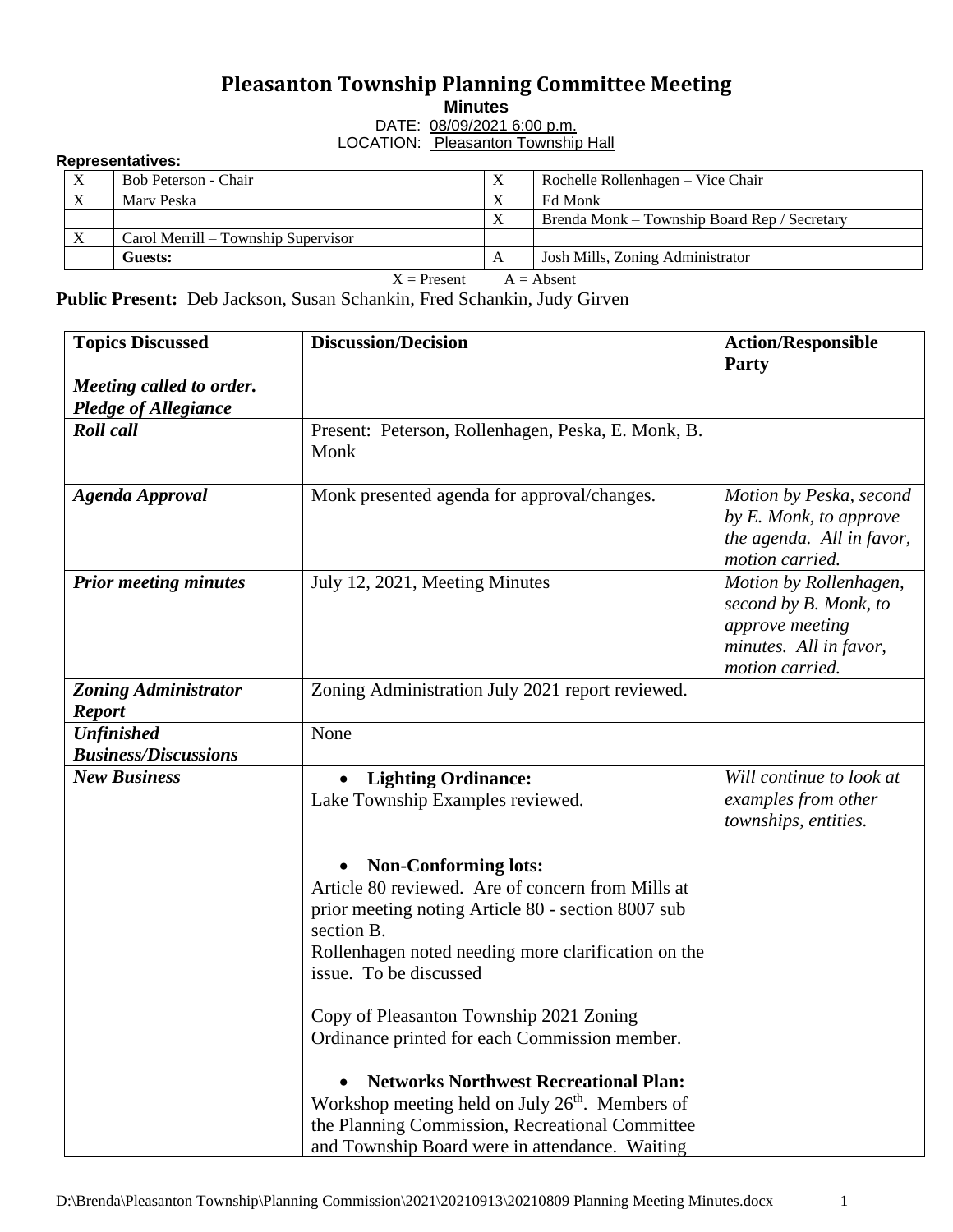# Pleasanton Township Planning Committee Meeting

**Minutes**

DATE: 08/09/2021 6:00 p.m.

LOCATION: Pleasanton Township Hall

**Representatives:**

| | | | |
|---|---|---|---|
| X | Bob Peterson - Chair | X | Rochelle Rollenhagen – Vice Chair |
| X | Marv Peska | X | Ed Monk |
| | | X | Brenda Monk – Township Board Rep / Secretary |
| X | Carol Merrill – Township Supervisor | | |
| | **Guests:** | A | Josh Mills, Zoning Administrator |

X = Present A = Absent

**Public Present:** Deb Jackson, Susan Schankin, Fred Schankin, Judy Girven

| Topics Discussed | Discussion/Decision | Action/Responsible Party |
|---|---|---|
| ***Meeting called to order. Pledge of Allegiance*** | | |
| ***Roll call*** | Present: Peterson, Rollenhagen, Peska, E. Monk, B. Monk | |
| ***Agenda Approval*** | Monk presented agenda for approval/changes. | *Motion by Peska, second by E. Monk, to approve the agenda. All in favor, motion carried.* |
| ***Prior meeting minutes*** | July 12, 2021, Meeting Minutes | *Motion by Rollenhagen, second by B. Monk, to approve meeting minutes. All in favor, motion carried.* |
| ***Zoning Administrator Report*** | Zoning Administration July 2021 report reviewed. | |
| ***Unfinished Business/Discussions*** | None | |
| ***New Business*** | • **Lighting Ordinance:** Lake Township Examples reviewed. <br><br> • **Non-Conforming lots:** Article 80 reviewed. Are of concern from Mills at prior meeting noting Article 80 - section 8007 sub section B. Rollenhagen noted needing more clarification on the issue. To be discussed <br><br> Copy of Pleasanton Township 2021 Zoning Ordinance printed for each Commission member. <br><br> • **Networks Northwest Recreational Plan:** Workshop meeting held on July 26th. Members of the Planning Commission, Recreational Committee and Township Board were in attendance. Waiting | *Will continue to look at examples from other townships, entities.* |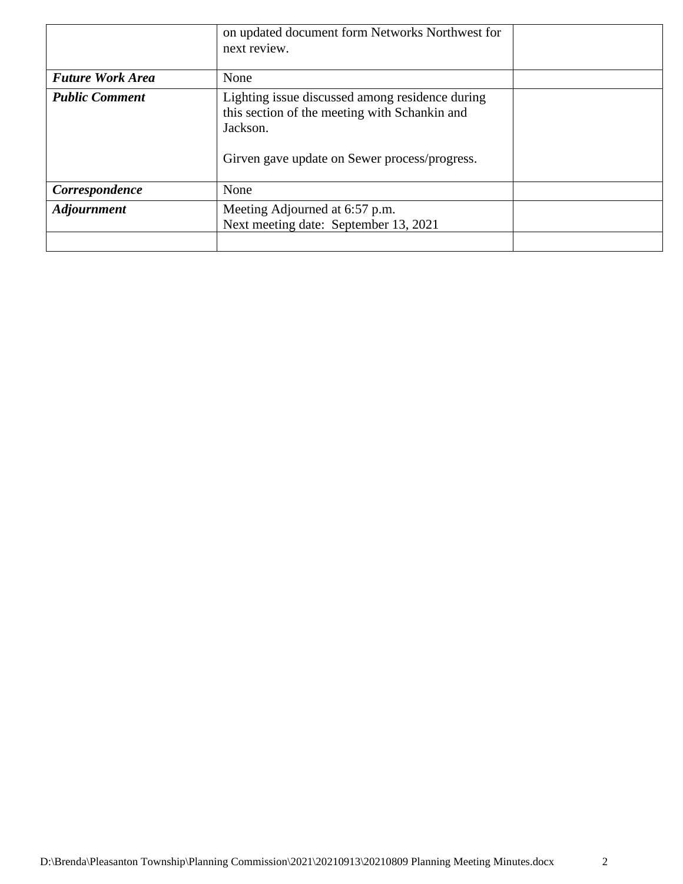| | | |
|---|---|---|
| | on updated document form Networks Northwest for next review. | |
| ***Future Work Area*** | None | |
| ***Public Comment*** | Lighting issue discussed among residence during this section of the meeting with Schankin and Jackson.<br><br>Girven gave update on Sewer process/progress. | |
| ***Correspondence*** | None | |
| ***Adjournment*** | Meeting Adjourned at 6:57 p.m.<br>Next meeting date: September 13, 2021 | |
| | | |

D:\Brenda\Pleasanton Township\Planning Commission\2021\20210913\20210809 Planning Meeting Minutes.docx